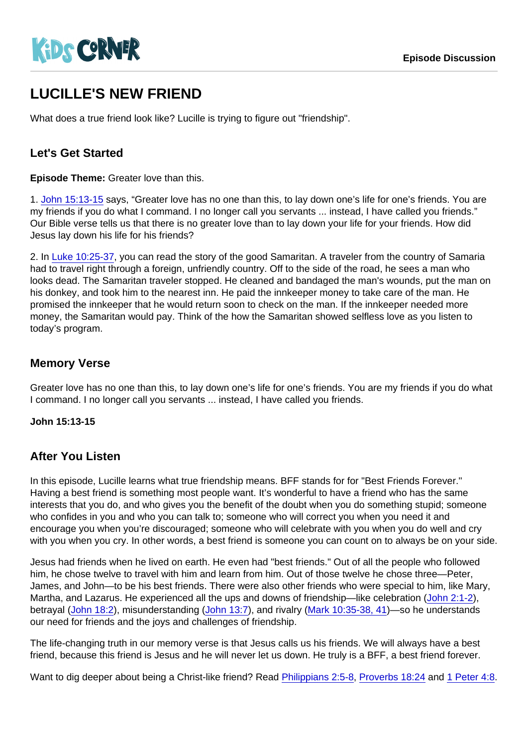KiDS CORNER

Episode Discussion

# LUCILLE'S NEW FRIEND

What does a true friend look like? Lucille is trying to figure out "friendship".

## Let's Get Started

**Episode Theme:** Greater love than this.

1. John 15:13-15 says, "Greater love has no one than this, to lay down one's life for one's friends. You are my friends if you do what I command. I no longer call you servants ... instead, I have called you friends." Our Bible verse tells us that there is no greater love than to lay down your life for your friends. How did Jesus lay down his life for his friends?

2. In Luke 10:25-37, you can read the story of the good Samaritan. A traveler from the country of Samaria had to travel right through a foreign, unfriendly country. Off to the side of the road, he sees a man who looks dead. The Samaritan traveler stopped. He cleaned and bandaged the man's wounds, put the man on his donkey, and took him to the nearest inn. He paid the innkeeper money to take care of the man. He promised the innkeeper that he would return soon to check on the man. If the innkeeper needed more money, the Samaritan would pay. Think of the how the Samaritan showed selfless love as you listen to today's program.

## Memory Verse

Greater love has no one than this, to lay down one's life for one's friends. You are my friends if you do what I command. I no longer call you servants ... instead, I have called you friends.

**John 15:13-15**

## After You Listen

In this episode, Lucille learns what true friendship means. BFF stands for for "Best Friends Forever." Having a best friend is something most people want. It's wonderful to have a friend who has the same interests that you do, and who gives you the benefit of the doubt when you do something stupid; someone who confides in you and who you can talk to; someone who will correct you when you need it and encourage you when you're discouraged; someone who will celebrate with you when you do well and cry with you when you cry. In other words, a best friend is someone you can count on to always be on your side.

Jesus had friends when he lived on earth. He even had "best friends." Out of all the people who followed him, he chose twelve to travel with him and learn from him. Out of those twelve he chose three—Peter, James, and John—to be his best friends. There were also other friends who were special to him, like Mary, Martha, and Lazarus. He experienced all the ups and downs of friendship—like celebration (John 2:1-2), betrayal (John 18:2), misunderstanding (John 13:7), and rivalry (Mark 10:35-38, 41)—so he understands our need for friends and the joys and challenges of friendship.

The life-changing truth in our memory verse is that Jesus calls us his friends. We will always have a best friend, because this friend is Jesus and he will never let us down. He truly is a BFF, a best friend forever.

Want to dig deeper about being a Christ-like friend? Read Philippians 2:5-8, Proverbs 18:24 and 1 Peter 4:8.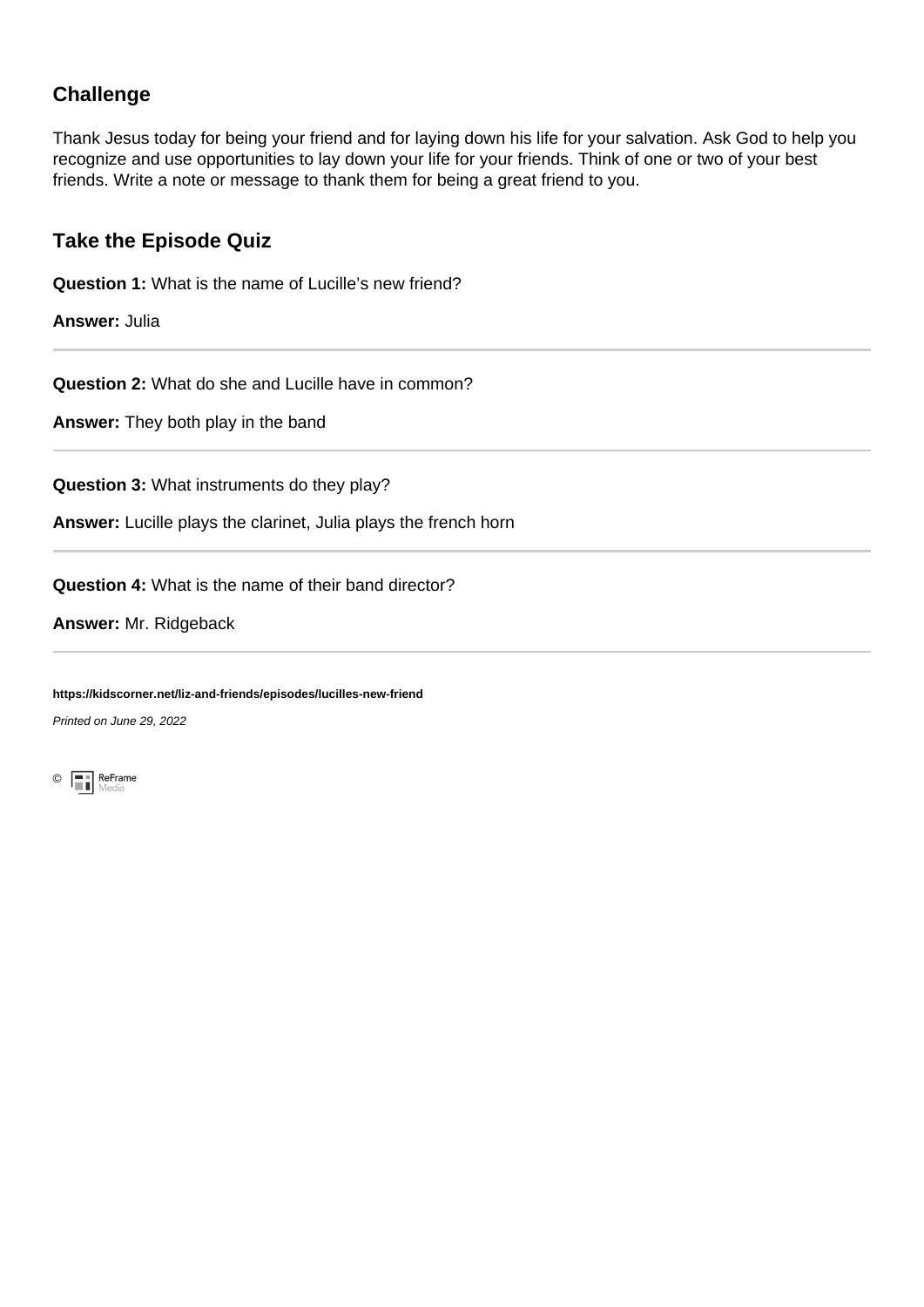## Challenge

Thank Jesus today for being your friend and for laying down his life for your salvation. Ask God to help you recognize and use opportunities to lay down your life for your friends. Think of one or two of your best friends. Write a note or message to thank them for being a great friend to you.

## Take the Episode Quiz

**Question 1:** What is the name of Lucille's new friend?

**Answer:** Julia

---

**Question 2:** What do she and Lucille have in common?

**Answer:** They both play in the band

---

**Question 3:** What instruments do they play?

**Answer:** Lucille plays the clarinet, Julia plays the french horn

---

**Question 4:** What is the name of their band director?

**Answer:** Mr. Ridgeback

---

**https://kidscorner.net/liz-and-friends/episodes/lucilles-new-friend**

*Printed on June 29, 2022*

© ReFrame Media